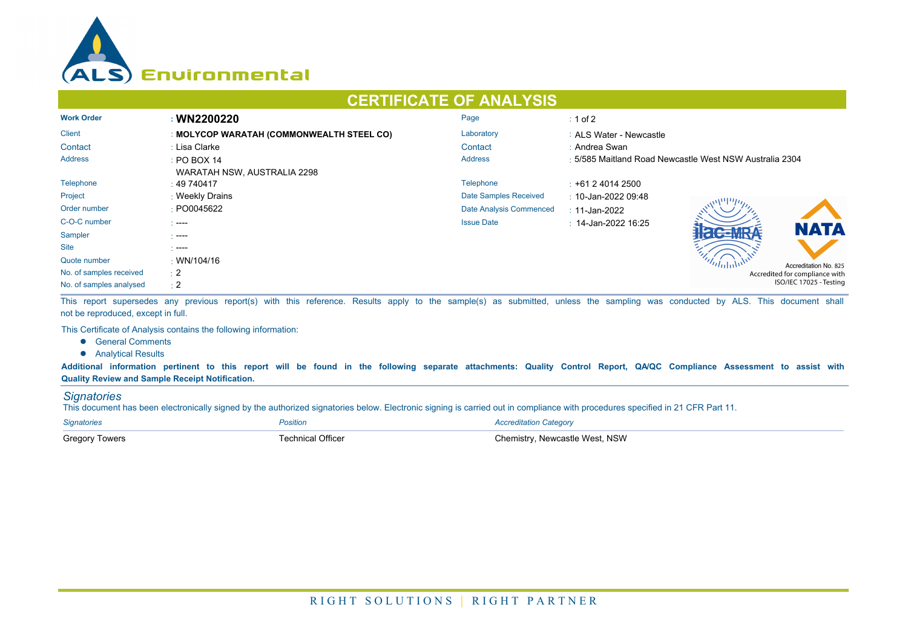# CERTIFICATE OF ANALYSIS

| | | | |
|---|---|---|---|
| **Work Order** | : **WN2200220** | Page | : 1 of 2 |
| Client | : **MOLYCOP WARATAH (COMMONWEALTH STEEL CO)** | Laboratory | : ALS Water - Newcastle |
| Contact | : Lisa Clarke | Contact | : Andrea Swan |
| Address | : PO BOX 14 WARATAH NSW, AUSTRALIA 2298 | Address | : 5/585 Maitland Road Newcastle West NSW Australia 2304 |
| Telephone | : 49 740417 | Telephone | : +61 2 4014 2500 |
| Project | : Weekly Drains | Date Samples Received | : 10-Jan-2022 09:48 |
| Order number | : PO0045622 | Date Analysis Commenced | : 11-Jan-2022 |
| C-O-C number | : ---- | Issue Date | : 14-Jan-2022 16:25 |
| Sampler | : ---- | | |
| Site | : ---- | | |
| Quote number | : WN/104/16 | | |
| No. of samples received | : 2 | | |
| No. of samples analysed | : 2 | | |

NATA Accreditation No. 825
Accredited for compliance with ISO/IEC 17025 - Testing

This report supersedes any previous report(s) with this reference. Results apply to the sample(s) as submitted, unless the sampling was conducted by ALS. This document shall not be reproduced, except in full.

This Certificate of Analysis contains the following information:

- General Comments
- Analytical Results

**Additional information pertinent to this report will be found in the following separate attachments: Quality Control Report, QA/QC Compliance Assessment to assist with Quality Review and Sample Receipt Notification.**

## *Signatories*

This document has been electronically signed by the authorized signatories below. Electronic signing is carried out in compliance with procedures specified in 21 CFR Part 11.

| *Signatories* | *Position* | *Accreditation Category* |
|---|---|---|
| Gregory Towers | Technical Officer | Chemistry, Newcastle West, NSW |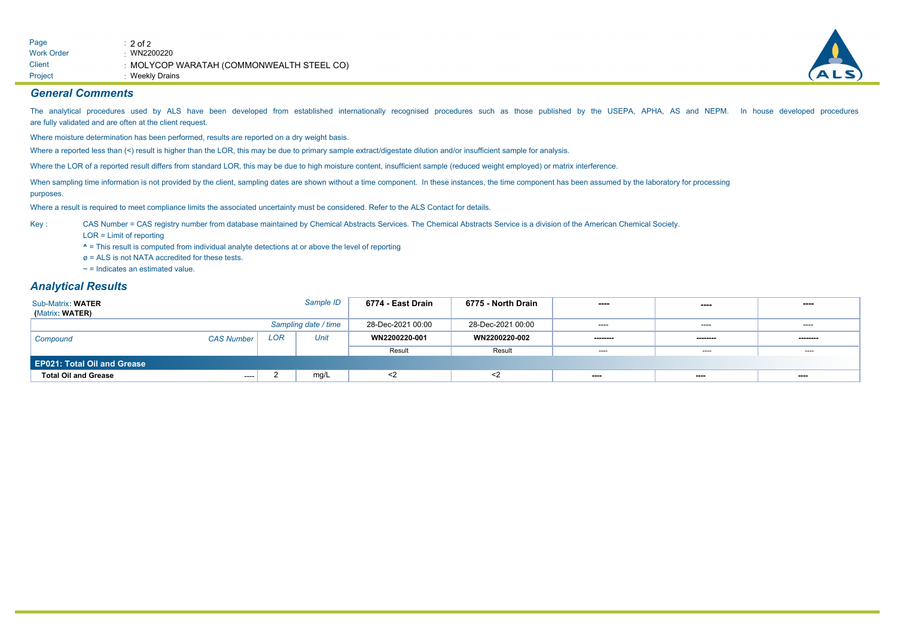## General Comments

The analytical procedures used by ALS have been developed from established internationally recognised procedures such as those published by the USEPA, APHA, AS and NEPM. In house developed procedures are fully validated and are often at the client request.

Where moisture determination has been performed, results are reported on a dry weight basis.

Where a reported less than (<) result is higher than the LOR, this may be due to primary sample extract/digestate dilution and/or insufficient sample for analysis.

Where the LOR of a reported result differs from standard LOR, this may be due to high moisture content, insufficient sample (reduced weight employed) or matrix interference.

When sampling time information is not provided by the client, sampling dates are shown without a time component. In these instances, the time component has been assumed by the laboratory for processing purposes.

Where a result is required to meet compliance limits the associated uncertainty must be considered. Refer to the ALS Contact for details.

Key : CAS Number = CAS registry number from database maintained by Chemical Abstracts Services. The Chemical Abstracts Service is a division of the American Chemical Society.
LOR = Limit of reporting
^ = This result is computed from individual analyte detections at or above the level of reporting
ø = ALS is not NATA accredited for these tests.
~ = Indicates an estimated value.

## Analytical Results

| Sub-Matrix: **WATER** (Matrix: **WATER**) | | | Sample ID | **6774 - East Drain** | **6775 - North Drain** | ---- | ---- | ---- |
|---|---|---|---|---|---|---|---|---|
| | | | Sampling date / time | 28-Dec-2021 00:00 | 28-Dec-2021 00:00 | ---- | ---- | ---- |
| Compound | CAS Number | LOR | Unit | **WN2200220-001** | **WN2200220-002** | -------- | -------- | -------- |
| | | | | Result | Result | ---- | ---- | ---- |
| **EP021: Total Oil and Grease** | | | | | | | | |
| **Total Oil and Grease** | ---- | 2 | mg/L | <2 | <2 | ---- | ---- | ---- |